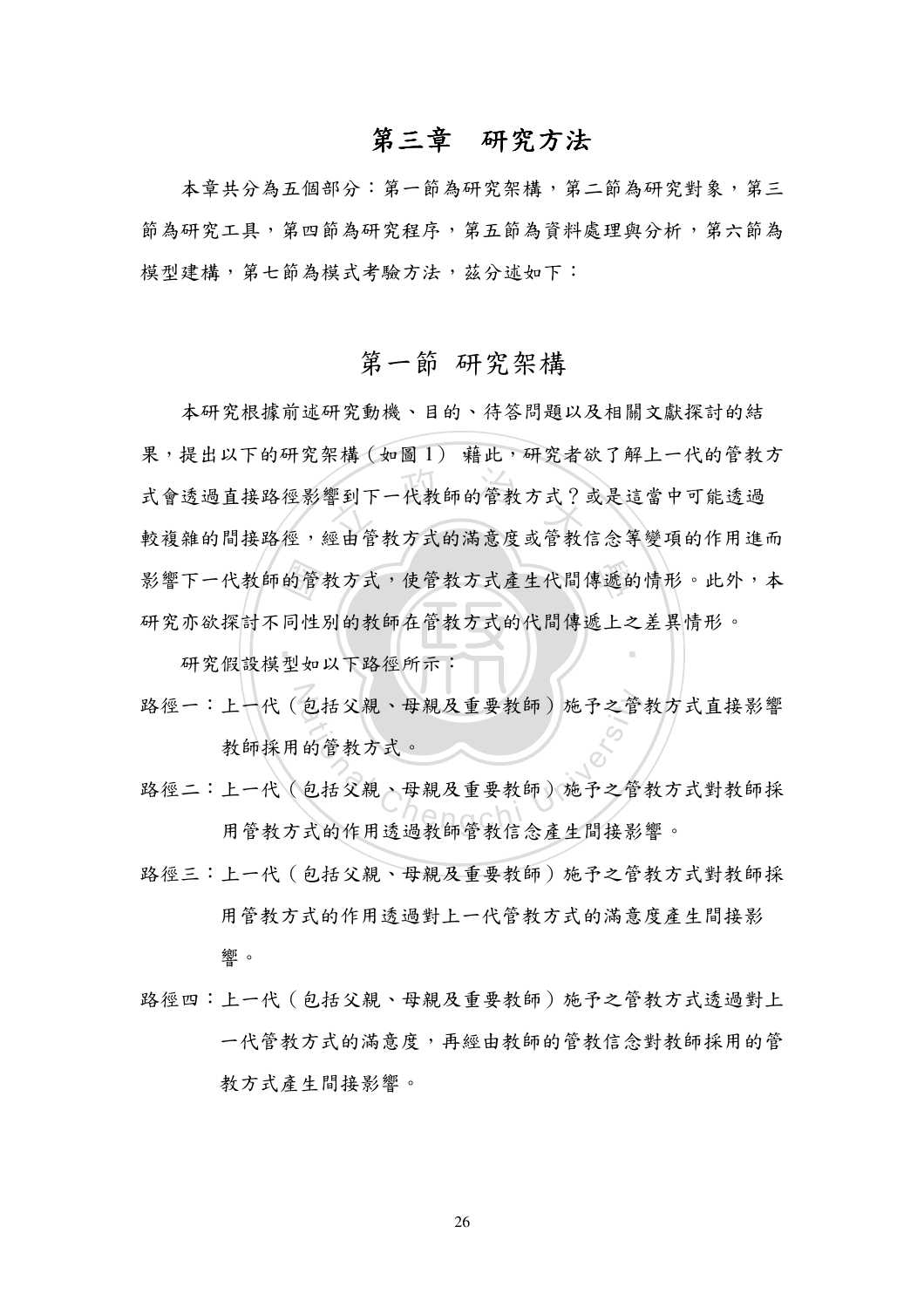# 第三章　研究方法

本章共分為五個部分：第一節為研究架構，第二節為研究對象，第三節為研究工具，第四節為研究程序，第五節為資料處理與分析，第六節為模型建構，第七節為模式考驗方法，茲分述如下：

## 第一節 研究架構

本研究根據前述研究動機、目的、待答問題以及相關文獻探討的結果，提出以下的研究架構（如圖 1） 藉此，研究者欲了解上一代的管教方式會透過直接路徑影響到下一代教師的管教方式？或是這當中可能透過較複雜的間接路徑，經由管教方式的滿意度或管教信念等變項的作用進而影響下一代教師的管教方式，使管教方式產生代間傳遞的情形。此外，本研究亦欲探討不同性別的教師在管教方式的代間傳遞上之差異情形。

研究假設模型如以下路徑所示：

路徑一：上一代（包括父親、母親及重要教師）施予之管教方式直接影響教師採用的管教方式。

路徑二：上一代（包括父親、母親及重要教師）施予之管教方式對教師採用管教方式的作用透過教師管教信念產生間接影響。

路徑三：上一代（包括父親、母親及重要教師）施予之管教方式對教師採用管教方式的作用透過對上一代管教方式的滿意度產生間接影響。

路徑四：上一代（包括父親、母親及重要教師）施予之管教方式透過對上一代管教方式的滿意度，再經由教師的管教信念對教師採用的管教方式產生間接影響。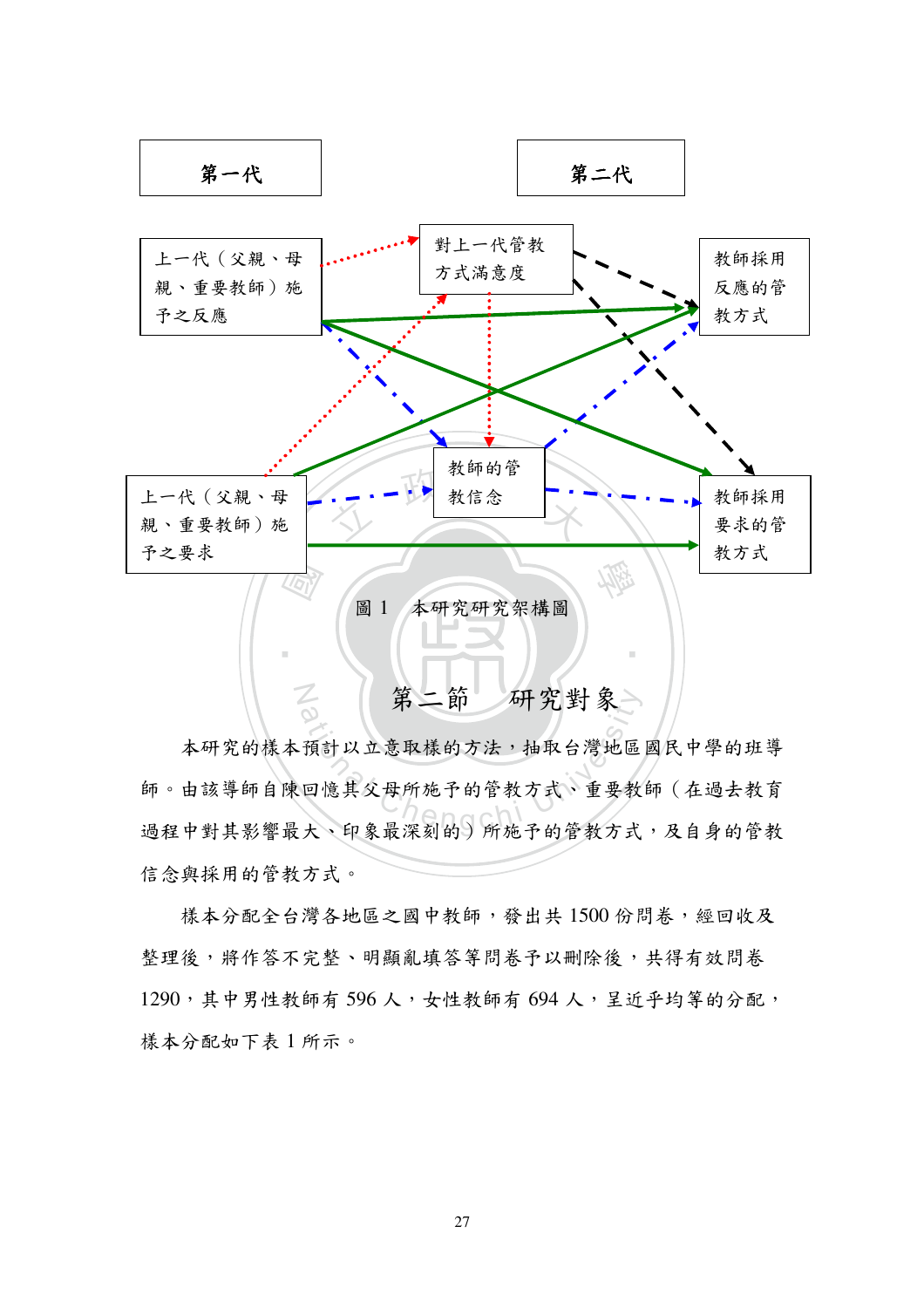第一代

第二代

上一代（父親、母親、重要教師）施予之反應

對上一代管教方式滿意度

教師採用反應的管教方式

教師的管教信念

上一代（父親、母親、重要教師）施予之要求

教師採用要求的管教方式

圖 1　本研究研究架構圖

## 第二節　研究對象

本研究的樣本預計以立意取樣的方法，抽取台灣地區國民中學的班導師。由該導師自陳回憶其父母所施予的管教方式、重要教師（在過去教育過程中對其影響最大、印象最深刻的）所施予的管教方式，及自身的管教信念與採用的管教方式。

樣本分配全台灣各地區之國中教師，發出共 1500 份問卷，經回收及整理後，將作答不完整、明顯亂填答等問卷予以刪除後，共得有效問卷 1290，其中男性教師有 596 人，女性教師有 694 人，呈近乎均等的分配，樣本分配如下表 1 所示。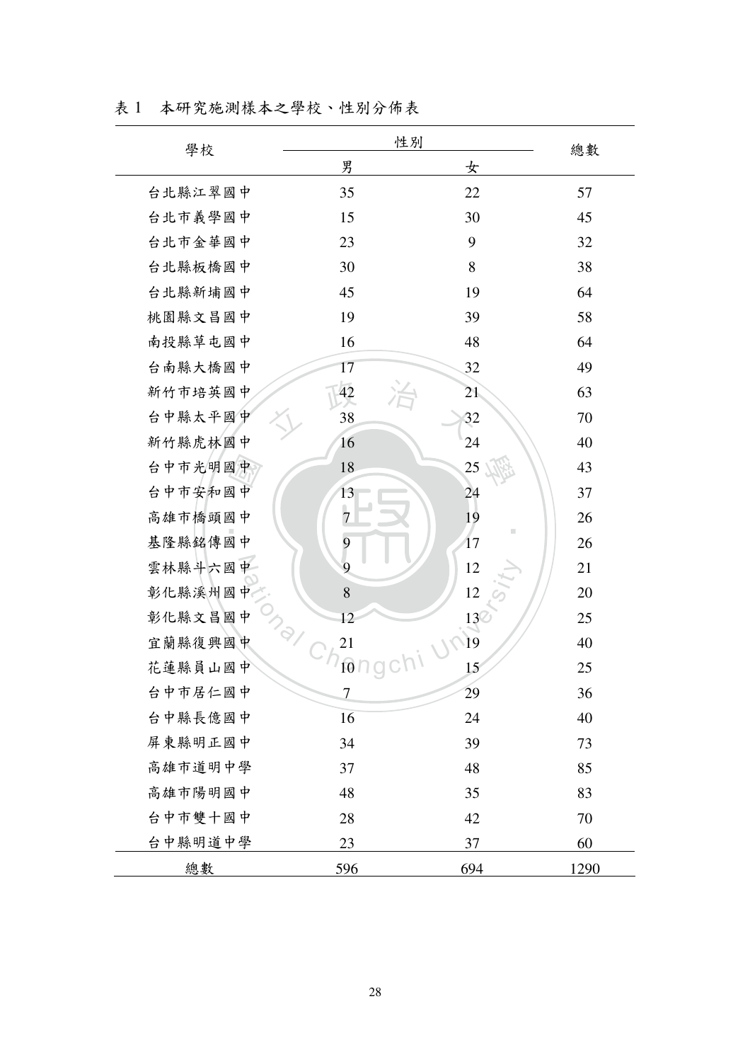表 1　本研究施測樣本之學校、性別分佈表

| 學校 | 性別 | | 總數 |
|---|---|---|---|
| | 男 | 女 | |
| 台北縣江翠國中 | 35 | 22 | 57 |
| 台北市義學國中 | 15 | 30 | 45 |
| 台北市金華國中 | 23 | 9 | 32 |
| 台北縣板橋國中 | 30 | 8 | 38 |
| 台北縣新埔國中 | 45 | 19 | 64 |
| 桃園縣文昌國中 | 19 | 39 | 58 |
| 南投縣草屯國中 | 16 | 48 | 64 |
| 台南縣大橋國中 | 17 | 32 | 49 |
| 新竹市培英國中 | 42 | 21 | 63 |
| 台中縣太平國中 | 38 | 32 | 70 |
| 新竹縣虎林國中 | 16 | 24 | 40 |
| 台中市光明國中 | 18 | 25 | 43 |
| 台中市安和國中 | 13 | 24 | 37 |
| 高雄市橋頭國中 | 7 | 19 | 26 |
| 基隆縣銘傳國中 | 9 | 17 | 26 |
| 雲林縣斗六國中 | 9 | 12 | 21 |
| 彰化縣溪州國中 | 8 | 12 | 20 |
| 彰化縣文昌國中 | 12 | 13 | 25 |
| 宜蘭縣復興國中 | 21 | 19 | 40 |
| 花蓮縣員山國中 | 10 | 15 | 25 |
| 台中市居仁國中 | 7 | 29 | 36 |
| 台中縣長億國中 | 16 | 24 | 40 |
| 屏東縣明正國中 | 34 | 39 | 73 |
| 高雄市道明中學 | 37 | 48 | 85 |
| 高雄市陽明國中 | 48 | 35 | 83 |
| 台中市雙十國中 | 28 | 42 | 70 |
| 台中縣明道中學 | 23 | 37 | 60 |
| 總數 | 596 | 694 | 1290 |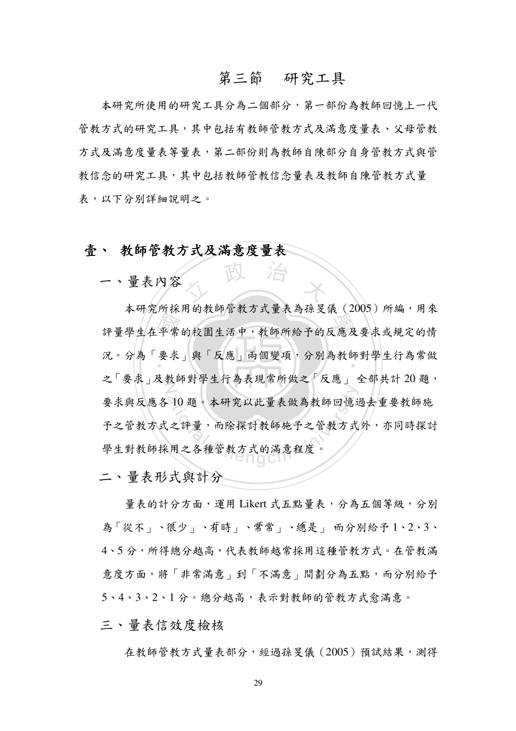## 第三節　研究工具

本研究所使用的研究工具分為二個部分，第一部份為教師回憶上一代管教方式的研究工具，其中包括有教師管教方式及滿意度量表、父母管教方式及滿意度量表等量表，第二部份則為教師自陳部分自身管教方式與管教信念的研究工具，其中包括教師管教信念量表及教師自陳管教方式量表，以下分別詳細說明之。

### 壹、 教師管教方式及滿意度量表

#### 一、量表內容

本研究所採用的教師管教方式量表為孫旻儀（2005）所編，用來評量學生在平常的校園生活中，教師所給予的反應及要求或規定的情況。分為「要求」與「反應」兩個變項，分別為教師對學生行為常做之「要求」及教師對學生行為表現常所做之「反應」 全部共計 20 題，要求與反應各 10 題。本研究以此量表做為教師回憶過去重要教師施予之管教方式之評量，而除探討教師施予之管教方式外，亦同時探討學生對教師採用之各種管教方式的滿意程度。

#### 二、量表形式與計分

量表的計分方面，運用 Likert 式五點量表，分為五個等級，分別為「從不」、很少」、有時」、常常」、總是」 而分別給予 1、2、3、4、5 分，所得總分越高，代表教師越常採用這種管教方式。在管教滿意度方面，將「非常滿意」到「不滿意」間劃分為五點，而分別給予 5、4、3、2、1 分。總分越高，表示對教師的管教方式愈滿意。

#### 三、量表信效度檢核

在教師管教方式量表部分，經過孫旻儀（2005）預試結果，測得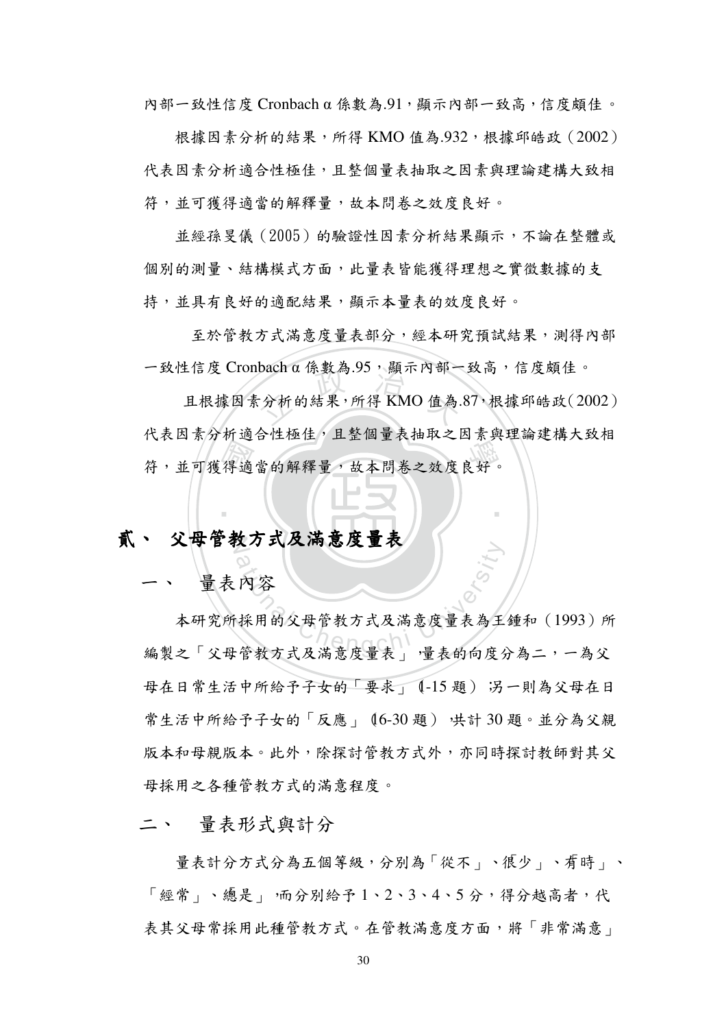內部一致性信度 Cronbach α 係數為.91，顯示內部一致高，信度頗佳。

根據因素分析的結果，所得 KMO 值為.932，根據邱皓政（2002）代表因素分析適合性極佳，且整個量表抽取之因素與理論建構大致相符，並可獲得適當的解釋量，故本問卷之效度良好。

並經孫旻儀（2005）的驗證性因素分析結果顯示，不論在整體或個別的測量、結構模式方面，此量表皆能獲得理想之實徵數據的支持，並具有良好的適配結果，顯示本量表的效度良好。

至於管教方式滿意度量表部分，經本研究預試結果，測得內部一致性信度 Cronbach α 係數為.95，顯示內部一致高，信度頗佳。

且根據因素分析的結果，所得 KMO 值為.87，根據邱皓政（2002）代表因素分析適合性極佳，且整個量表抽取之因素與理論建構大致相符，並可獲得適當的解釋量，故本問卷之效度良好。

## 貳、 父母管教方式及滿意度量表

### 一、 量表內容

本研究所採用的父母管教方式及滿意度量表為王鍾和（1993）所編製之「父母管教方式及滿意度量表」，量表的向度分為二，一為父母在日常生活中所給予子女的「要求」（1-15 題）；另一則為父母在日常生活中所給予子女的「反應」（16-30 題），共計 30 題。並分為父親版本和母親版本。此外，除探討管教方式外，亦同時探討教師對其父母採用之各種管教方式的滿意程度。

### 二、 量表形式與計分

量表計分方式分為五個等級，分別為「從不」、「很少」、「有時」、「經常」、「總是」，而分別給予 1、2、3、4、5 分，得分越高者，代表其父母常採用此種管教方式。在管教滿意度方面，將「非常滿意」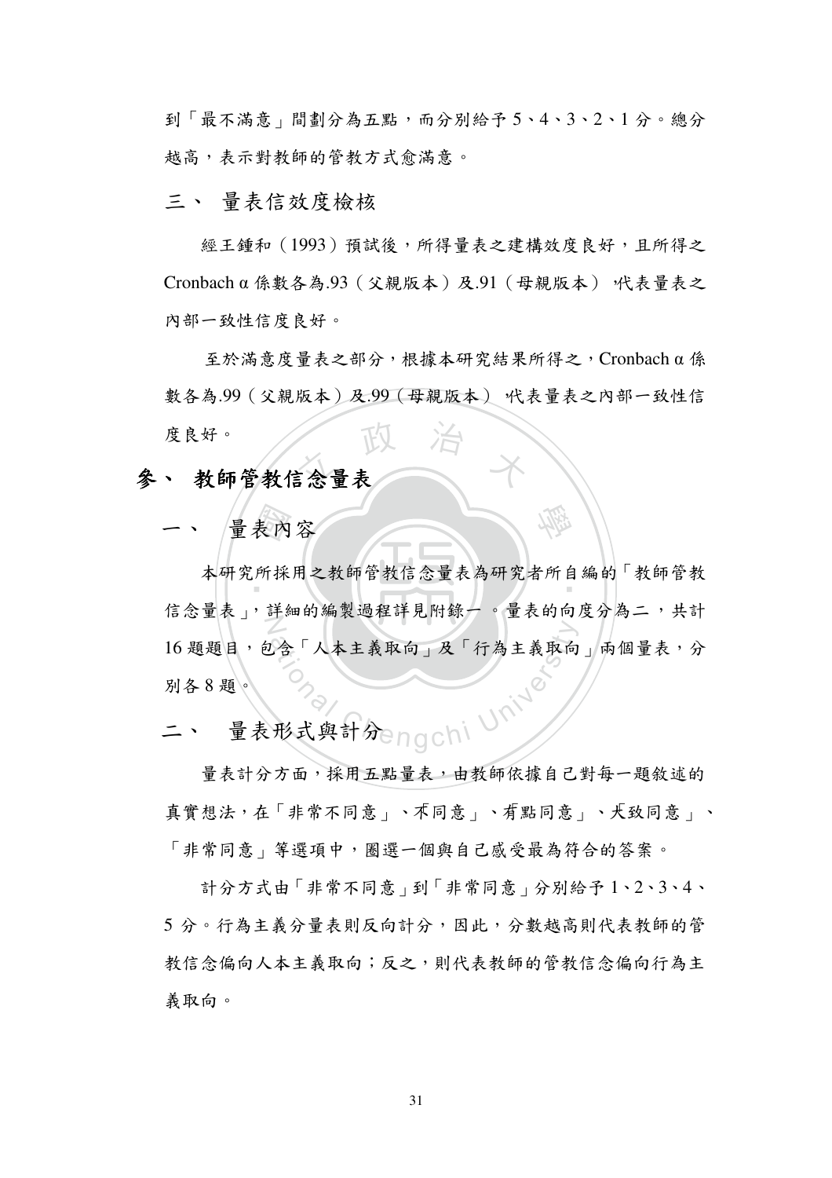到「最不滿意」間劃分為五點，而分別給予 5、4、3、2、1 分。總分越高，表示對教師的管教方式愈滿意。

### 三、 量表信效度檢核

經王鍾和（1993）預試後，所得量表之建構效度良好，且所得之 Cronbach α 係數各為.93（父親版本）及.91（母親版本），代表量表之內部一致性信度良好。

至於滿意度量表之部分，根據本研究結果所得之，Cronbach α 係數各為.99（父親版本）及.99（母親版本），代表量表之內部一致性信度良好。

## 參、 教師管教信念量表

### 一、 量表內容

本研究所採用之教師管教信念量表為研究者所自編的「教師管教信念量表」，詳細的編製過程詳見附錄一。量表的向度分為二，共計 16 題題目，包含「人本主義取向」及「行為主義取向」兩個量表，分別各 8 題。

### 二、 量表形式與計分

量表計分方面，採用五點量表，由教師依據自己對每一題敘述的真實想法，在「非常不同意」、「不同意」、「有點同意」、「大致同意」、「非常同意」等選項中，圈選一個與自己感受最為符合的答案。

計分方式由「非常不同意」到「非常同意」分別給予 1、2、3、4、5 分。行為主義分量表則反向計分，因此，分數越高則代表教師的管教信念偏向人本主義取向；反之，則代表教師的管教信念偏向行為主義取向。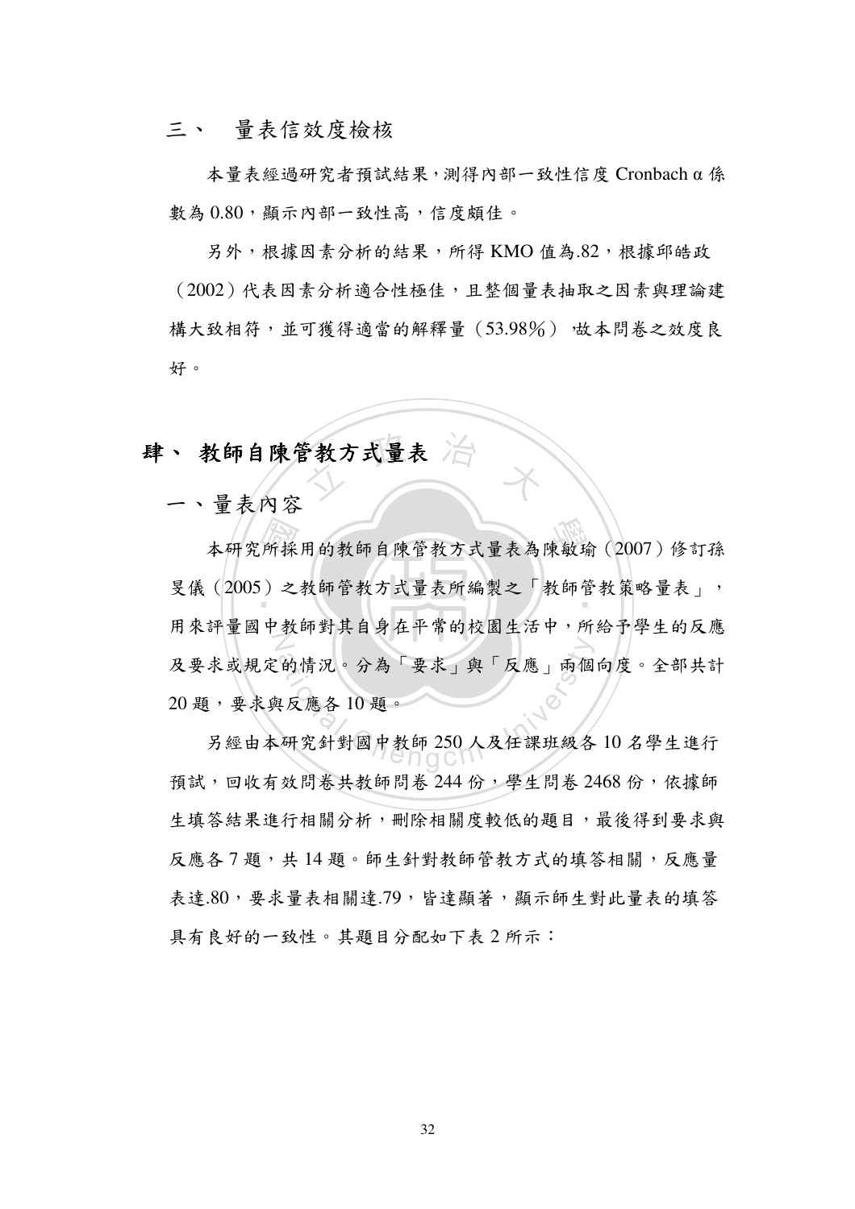### 三、 量表信效度檢核

本量表經過研究者預試結果，測得內部一致性信度 Cronbach α 係數為 0.80，顯示內部一致性高，信度頗佳。

另外，根據因素分析的結果，所得 KMO 值為.82，根據邱皓政（2002）代表因素分析適合性極佳，且整個量表抽取之因素與理論建構大致相符，並可獲得適當的解釋量（53.98%），故本問卷之效度良好。

## 肆、 教師自陳管教方式量表

### 一、量表內容

本研究所採用的教師自陳管教方式量表為陳敏瑜（2007）修訂孫旻儀（2005）之教師管教方式量表所編製之「教師管教策略量表」，用來評量國中教師對其自身在平常的校園生活中，所給予學生的反應及要求或規定的情況。分為「要求」與「反應」兩個向度。全部共計 20 題，要求與反應各 10 題。

另經由本研究針對國中教師 250 人及任課班級各 10 名學生進行預試，回收有效問卷共教師問卷 244 份，學生問卷 2468 份，依據師生填答結果進行相關分析，刪除相關度較低的題目，最後得到要求與反應各 7 題，共 14 題。師生針對教師管教方式的填答相關，反應量表達.80，要求量表相關達.79，皆達顯著，顯示師生對此量表的填答具有良好的一致性。其題目分配如下表 2 所示：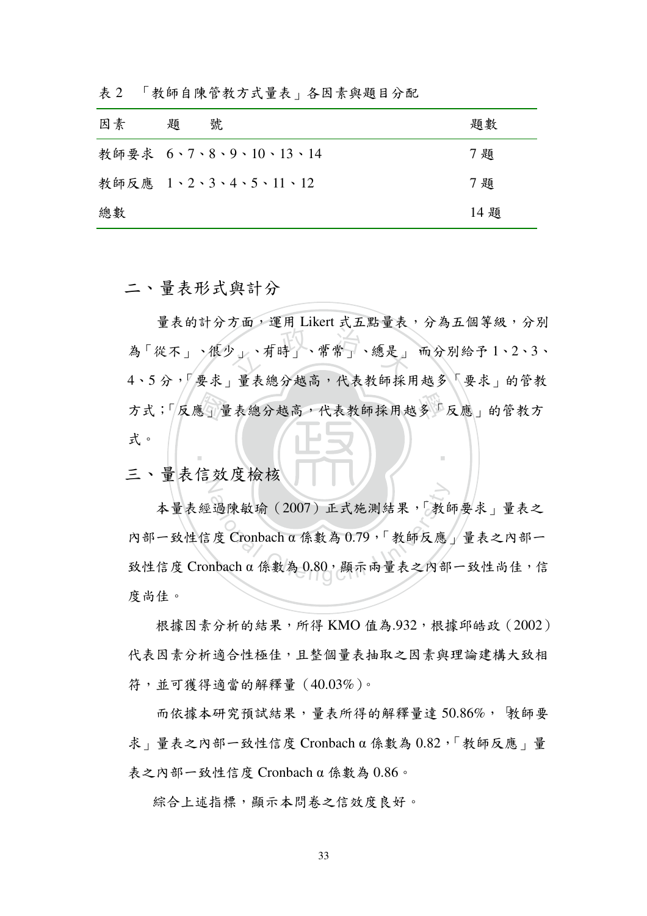表 2　「教師自陳管教方式量表」各因素與題目分配

| 因素 | 題　號 | 題數 |
|---|---|---|
| 教師要求 | 6、7、8、9、10、13、14 | 7 題 |
| 教師反應 | 1、2、3、4、5、11、12 | 7 題 |
| 總數 | | 14 題 |

## 二、量表形式與計分

量表的計分方面，運用 Likert 式五點量表，分為五個等級，分別為「從不」、「很少」、「有時」、「常常」、「總是」 而分別給予 1、2、3、4、5 分，「要求」量表總分越高，代表教師採用越多「要求」的管教方式；「反應」量表總分越高，代表教師採用越多「反應」的管教方式。

## 三、量表信效度檢核

本量表經過陳敏瑜（2007）正式施測結果，「教師要求」量表之內部一致性信度 Cronbach α 係數為 0.79，「教師反應」量表之內部一致性信度 Cronbach α 係數為 0.80，顯示兩量表之內部一致性尚佳，信度尚佳。

根據因素分析的結果，所得 KMO 值為.932，根據邱皓政（2002）代表因素分析適合性極佳，且整個量表抽取之因素與理論建構大致相符，並可獲得適當的解釋量（40.03%）。

而依據本研究預試結果，量表所得的解釋量達 50.86%，「教師要求」量表之內部一致性信度 Cronbach α 係數為 0.82，「教師反應」量表之內部一致性信度 Cronbach α 係數為 0.86。

綜合上述指標，顯示本問卷之信效度良好。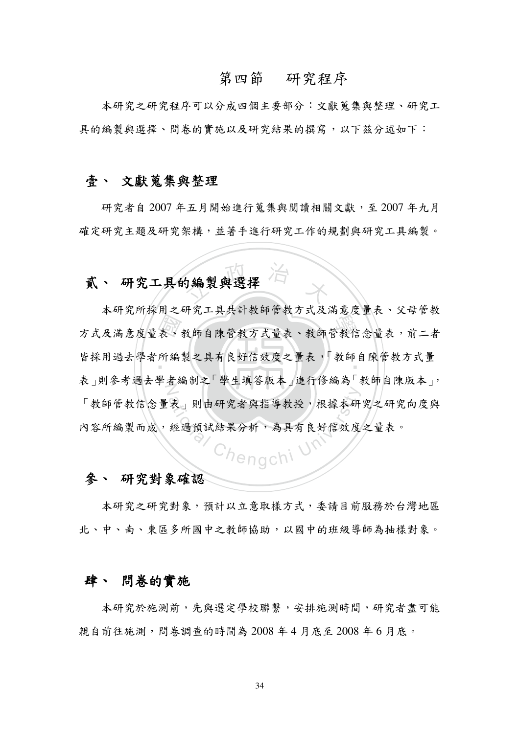## 第四節　研究程序

本研究之研究程序可以分成四個主要部分：文獻蒐集與整理、研究工具的編製與選擇、問卷的實施以及研究結果的撰寫，以下茲分述如下：

### 壹、 文獻蒐集與整理

研究者自 2007 年五月開始進行蒐集與閱讀相關文獻，至 2007 年九月確定研究主題及研究架構，並著手進行研究工作的規劃與研究工具編製。

### 貳、 研究工具的編製與選擇

本研究所採用之研究工具共計教師管教方式及滿意度量表、父母管教方式及滿意度量表、教師自陳管教方式量表、教師管教信念量表，前二者皆採用過去學者所編製之具有良好信效度之量表，「教師自陳管教方式量表」則參考過去學者編制之「學生填答版本」進行修編為「教師自陳版本」，「教師管教信念量表」則由研究者與指導教授，根據本研究之研究向度與內容所編製而成，經過預試結果分析，為具有良好信效度之量表。

### 參、 研究對象確認

本研究之研究對象，預計以立意取樣方式，委請目前服務於台灣地區北、中、南、東區多所國中之教師協助，以國中的班級導師為抽樣對象。

### 肆、 問卷的實施

本研究於施測前，先與選定學校聯繫，安排施測時間，研究者盡可能親自前往施測，問卷調查的時間為 2008 年 4 月底至 2008 年 6 月底。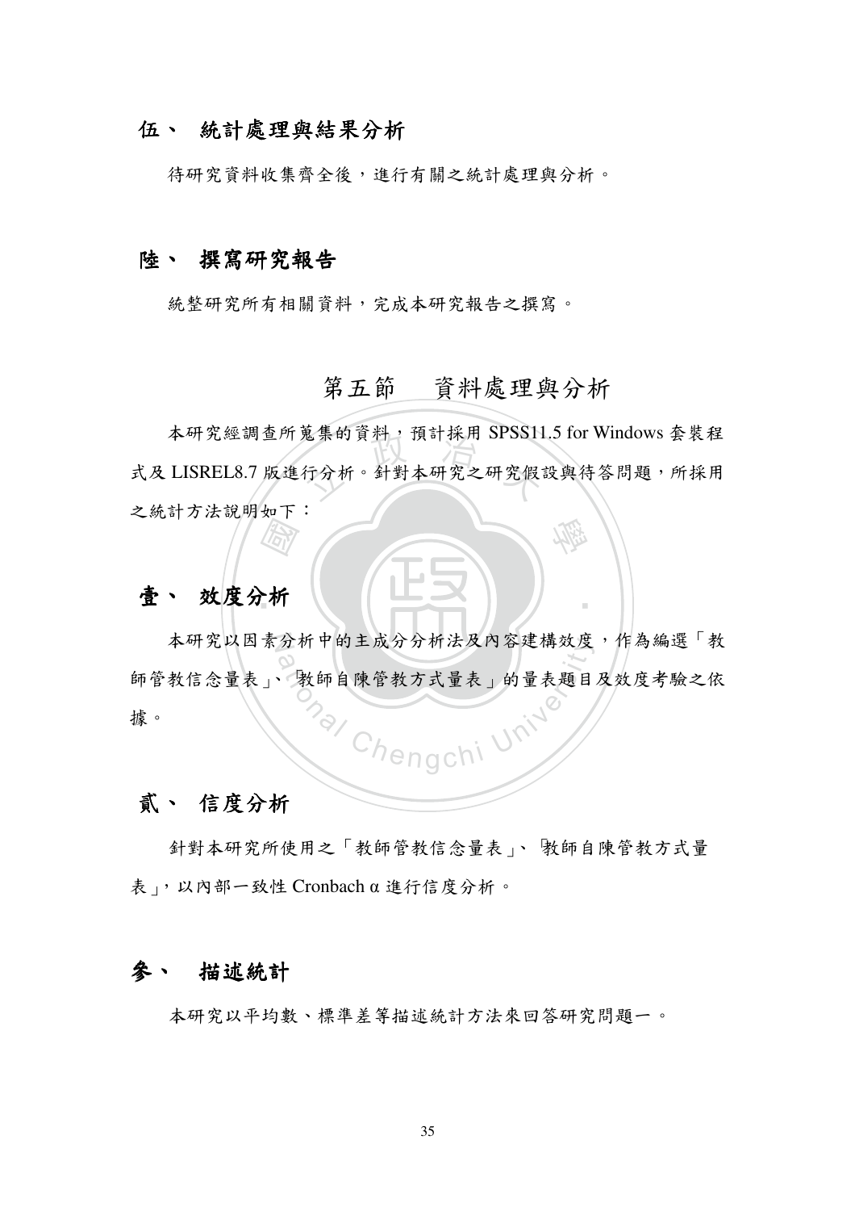### 伍、 統計處理與結果分析

待研究資料收集齊全後，進行有關之統計處理與分析。

### 陸、 撰寫研究報告

統整研究所有相關資料，完成本研究報告之撰寫。

## 第五節 資料處理與分析

本研究經調查所蒐集的資料，預計採用 SPSS11.5 for Windows 套裝程式及 LISREL8.7 版進行分析。針對本研究之研究假設與待答問題，所採用之統計方法說明如下：

### 壹、 效度分析

本研究以因素分析中的主成分分析法及內容建構效度，作為編選「教師管教信念量表」、「教師自陳管教方式量表」的量表題目及效度考驗之依據。

### 貳、 信度分析

針對本研究所使用之「教師管教信念量表」、「教師自陳管教方式量表」，以內部一致性 Cronbach α 進行信度分析。

### 參、 描述統計

本研究以平均數、標準差等描述統計方法來回答研究問題一。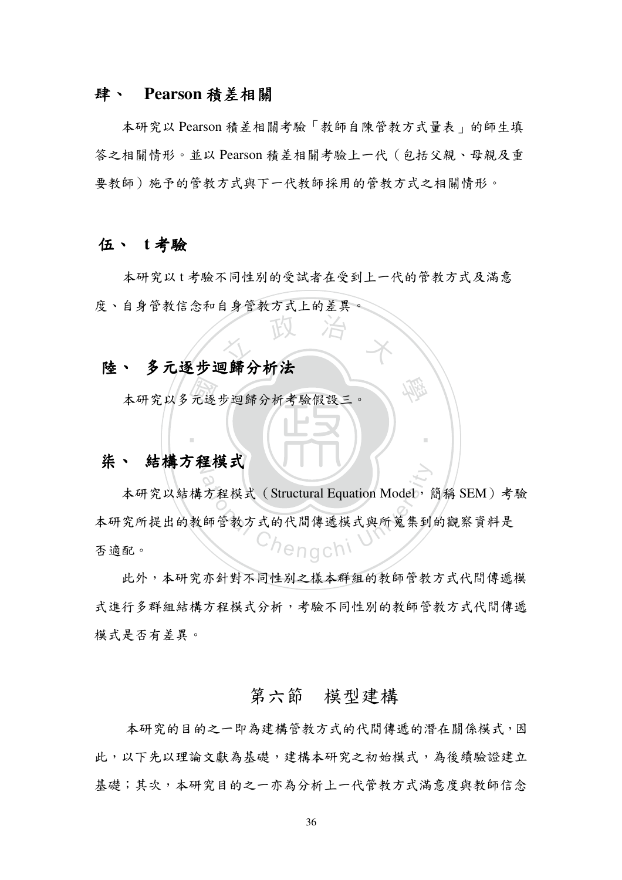### 肆、 Pearson 積差相關

本研究以 Pearson 積差相關考驗「教師自陳管教方式量表」的師生填答之相關情形。並以 Pearson 積差相關考驗上一代（包括父親、母親及重要教師）施予的管教方式與下一代教師採用的管教方式之相關情形。

### 伍、 t 考驗

本研究以 t 考驗不同性別的受試者在受到上一代的管教方式及滿意度、自身管教信念和自身管教方式上的差異。

### 陸、 多元逐步迴歸分析法

本研究以多元逐步迴歸分析考驗假設三。

### 柒、 結構方程模式

本研究以結構方程模式（Structural Equation Model，簡稱 SEM）考驗本研究所提出的教師管教方式的代間傳遞模式與所蒐集到的觀察資料是否適配。

此外，本研究亦針對不同性別之樣本群組的教師管教方式代間傳遞模式進行多群組結構方程模式分析，考驗不同性別的教師管教方式代間傳遞模式是否有差異。

## 第六節 模型建構

本研究的目的之一即為建構管教方式的代間傳遞的潛在關係模式，因此，以下先以理論文獻為基礎，建構本研究之初始模式，為後續驗證建立基礎；其次，本研究目的之一亦為分析上一代管教方式滿意度與教師信念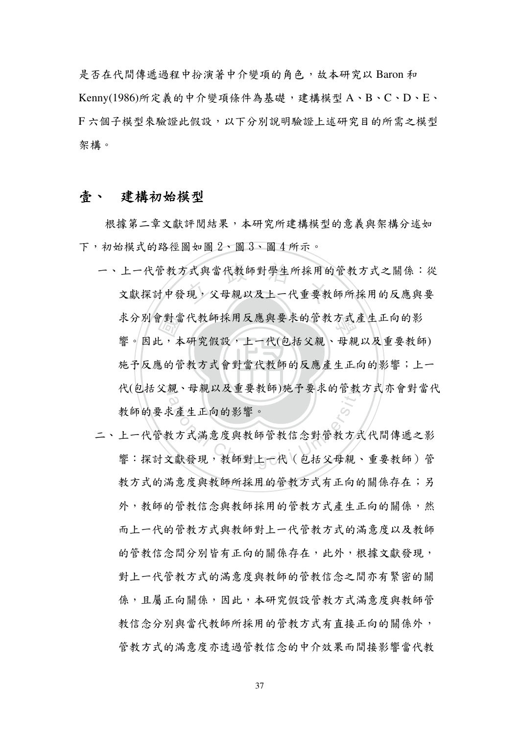是否在代間傳遞過程中扮演著中介變項的角色，故本研究以 Baron 和 Kenny(1986)所定義的中介變項條件為基礎，建構模型 A、B、C、D、E、F 六個子模型來驗證此假設，以下分別說明驗證上述研究目的所需之模型架構。

## 壹、 建構初始模型

根據第二章文獻評閱結果，本研究所建構模型的意義與架構分述如下，初始模式的路徑圖如圖 2、圖 3、圖 4 所示。

一、上一代管教方式與當代教師對學生所採用的管教方式之關係：從文獻探討中發現，父母親以及上一代重要教師所採用的反應與要求分別會對當代教師採用反應與要求的管教方式產生正向的影響。因此，本研究假設，上一代(包括父親、母親以及重要教師)施予反應的管教方式會對當代教師的反應產生正向的影響；上一代(包括父親、母親以及重要教師)施予要求的管教方式亦會對當代教師的要求產生正向的影響。

二、上一代管教方式滿意度與教師管教信念對管教方式代間傳遞之影響：探討文獻發現，教師對上一代（包括父母親、重要教師）管教方式的滿意度與教師所採用的管教方式有正向的關係存在；另外，教師的管教信念與教師採用的管教方式產生正向的關係，然而上一代的管教方式與教師對上一代管教方式的滿意度以及教師的管教信念間分別皆有正向的關係存在，此外，根據文獻發現，對上一代管教方式的滿意度與教師的管教信念之間亦有緊密的關係，且屬正向關係，因此，本研究假設管教方式滿意度與教師管教信念分別與當代教師所採用的管教方式有直接正向的關係外，管教方式的滿意度亦透過管教信念的中介效果而間接影響當代教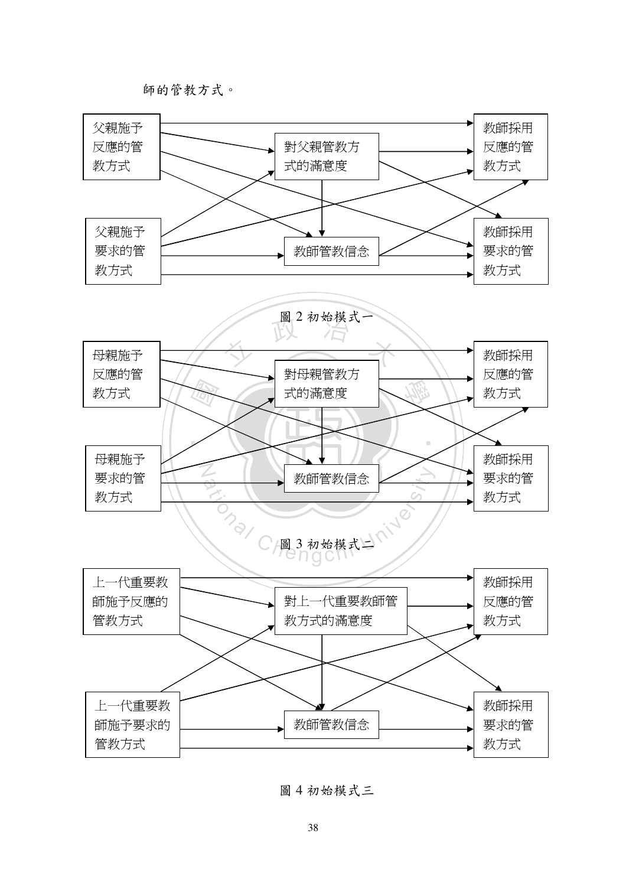師的管教方式。

父親施予反應的管教方式

對父親管教方式的滿意度

教師採用反應的管教方式

父親施予要求的管教方式

教師管教信念

教師採用要求的管教方式

圖 2 初始模式一

母親施予反應的管教方式

對母親管教方式的滿意度

教師採用反應的管教方式

母親施予要求的管教方式

教師管教信念

教師採用要求的管教方式

圖 3 初始模式二

上一代重要教師施予反應的管教方式

對上一代重要教師管教方式的滿意度

教師採用反應的管教方式

上一代重要教師施予要求的管教方式

教師管教信念

教師採用要求的管教方式

圖 4 初始模式三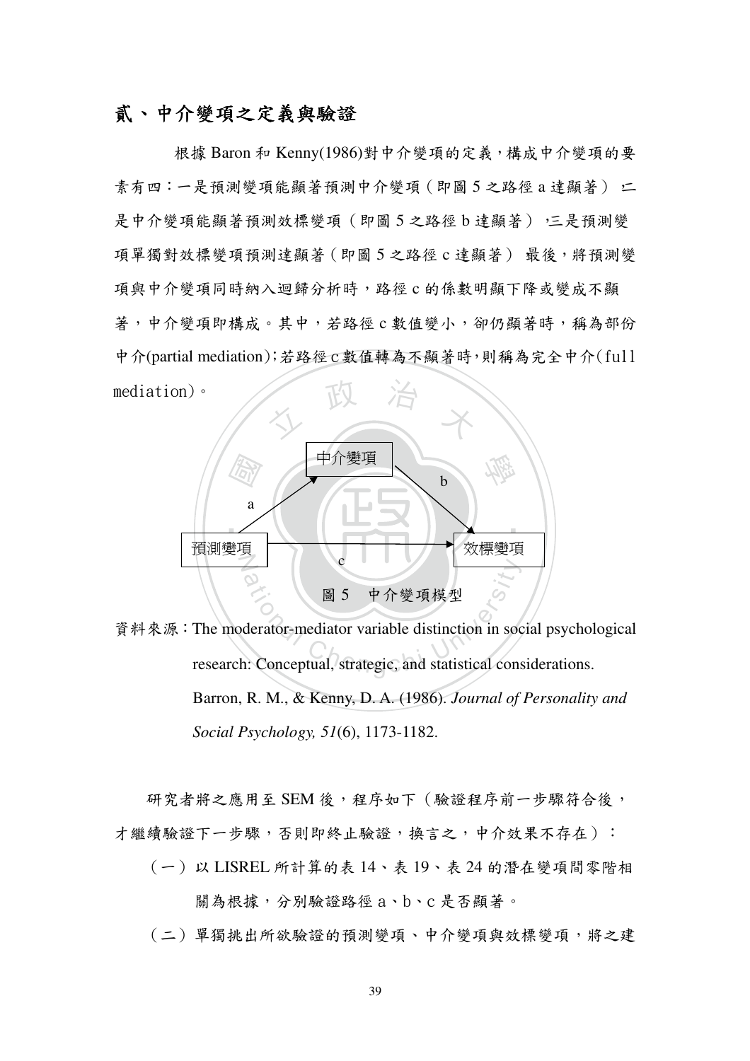## 貳、中介變項之定義與驗證

根據 Baron 和 Kenny(1986)對中介變項的定義，構成中介變項的要素有四：一是預測變項能顯著預測中介變項（即圖 5 之路徑 a 達顯著），二是中介變項能顯著預測效標變項（即圖 5 之路徑 b 達顯著），三是預測變項單獨對效標變項預測達顯著（即圖 5 之路徑 c 達顯著），最後，將預測變項與中介變項同時納入迴歸分析時，路徑 c 的係數明顯下降或變成不顯著，中介變項即構成。其中，若路徑 c 數值變小，卻仍顯著時，稱為部份中介(partial mediation)；若路徑 c 數值轉為不顯著時，則稱為完全中介(full mediation)。

中介變項

a　　　　b

預測變項　　c　　效標變項

圖 5　中介變項模型

資料來源：The moderator-mediator variable distinction in social psychological research: Conceptual, strategic, and statistical considerations. Barron, R. M., & Kenny, D. A. (1986). *Journal of Personality and Social Psychology, 51*(6), 1173-1182.

研究者將之應用至 SEM 後，程序如下（驗證程序前一步驟符合後，才繼續驗證下一步驟，否則即終止驗證，換言之，中介效果不存在）：

（一）以 LISREL 所計算的表 14、表 19、表 24 的潛在變項間零階相關為根據，分別驗證路徑 a、b、c 是否顯著。

（二）單獨挑出所欲驗證的預測變項、中介變項與效標變項，將之建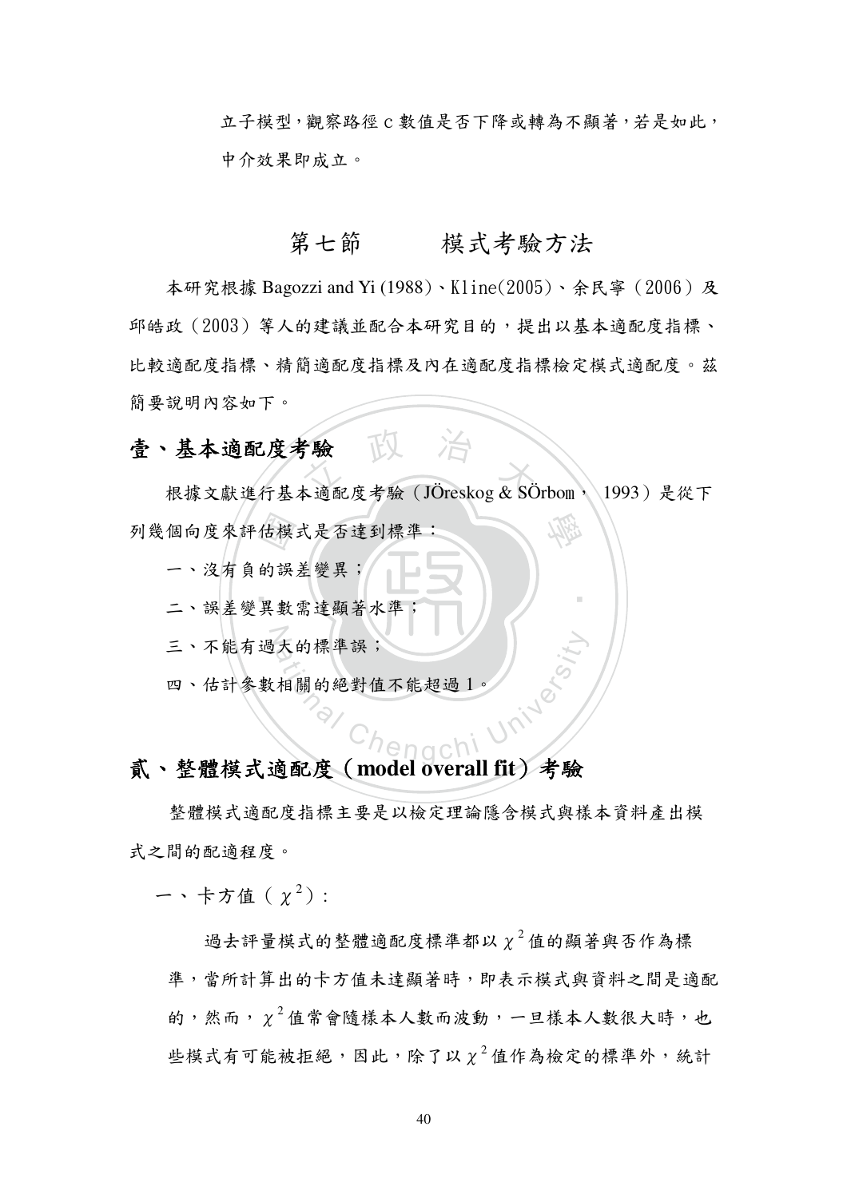立子模型，觀察路徑 c 數值是否下降或轉為不顯著，若是如此，中介效果即成立。

## 第七節　　模式考驗方法

本研究根據 Bagozzi and Yi (1988)、Kline(2005)、余民寧（2006）及邱皓政（2003）等人的建議並配合本研究目的，提出以基本適配度指標、比較適配度指標、精簡適配度指標及內在適配度指標檢定模式適配度。茲簡要說明內容如下。

### 壹、基本適配度考驗

根據文獻進行基本適配度考驗（JÖreskog & SÖrbom， 1993）是從下列幾個向度來評估模式是否達到標準：

一、沒有負的誤差變異；

二、誤差變異數需達顯著水準；

三、不能有過大的標準誤；

四、估計參數相關的絕對值不能超過 1。

### 貳、整體模式適配度（model overall fit）考驗

整體模式適配度指標主要是以檢定理論隱含模式與樣本資料產出模式之間的配適程度。

一、卡方值（ $\chi^2$ ）：

過去評量模式的整體適配度標準都以 $\chi^2$ 值的顯著與否作為標準，當所計算出的卡方值未達顯著時，即表示模式與資料之間是適配的，然而，$\chi^2$ 值常會隨樣本人數而波動，一旦樣本人數很大時，也些模式有可能被拒絕，因此，除了以 $\chi^2$ 值作為檢定的標準外，統計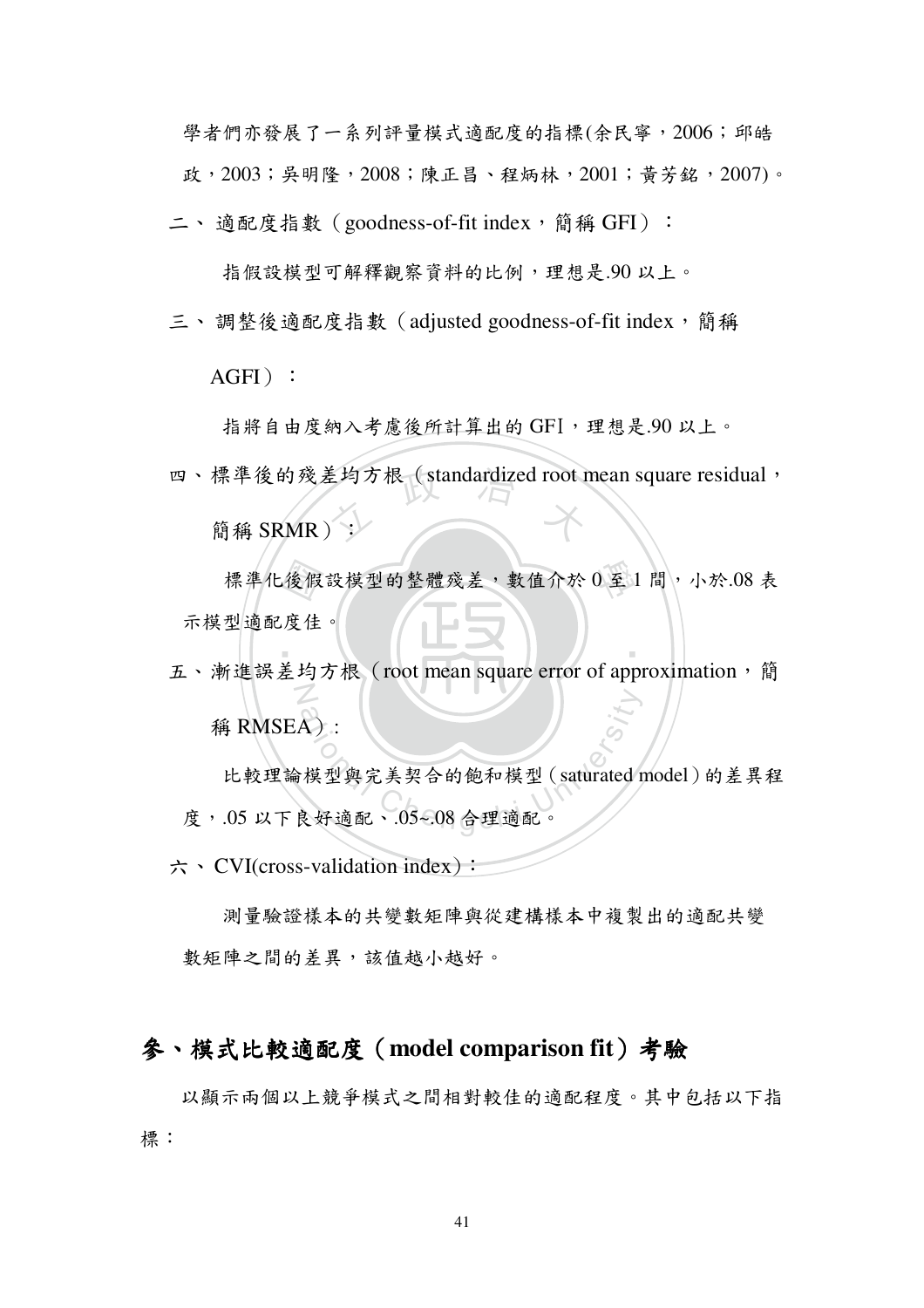學者們亦發展了一系列評量模式適配度的指標(余民寧，2006；邱皓政，2003；吳明隆，2008；陳正昌、程炳林，2001；黃芳銘，2007)。

二、 適配度指數（goodness-of-fit index，簡稱 GFI）：

指假設模型可解釋觀察資料的比例，理想是.90 以上。

三、 調整後適配度指數（adjusted goodness-of-fit index，簡稱 AGFI）：

指將自由度納入考慮後所計算出的 GFI，理想是.90 以上。

四、標準後的殘差均方根（standardized root mean square residual，簡稱 SRMR）：

標準化後假設模型的整體殘差，數值介於 0 至 1 間，小於.08 表示模型適配度佳。

五、漸進誤差均方根（root mean square error of approximation，簡稱 RMSEA）：

比較理論模型與完美契合的飽和模型（saturated model）的差異程度，.05 以下良好適配、.05~.08 合理適配。

六、CVI(cross-validation index)：

測量驗證樣本的共變數矩陣與從建構樣本中複製出的適配共變數矩陣之間的差異，該值越小越好。

## 參、模式比較適配度（model comparison fit）考驗

以顯示兩個以上競爭模式之間相對較佳的適配程度。其中包括以下指標：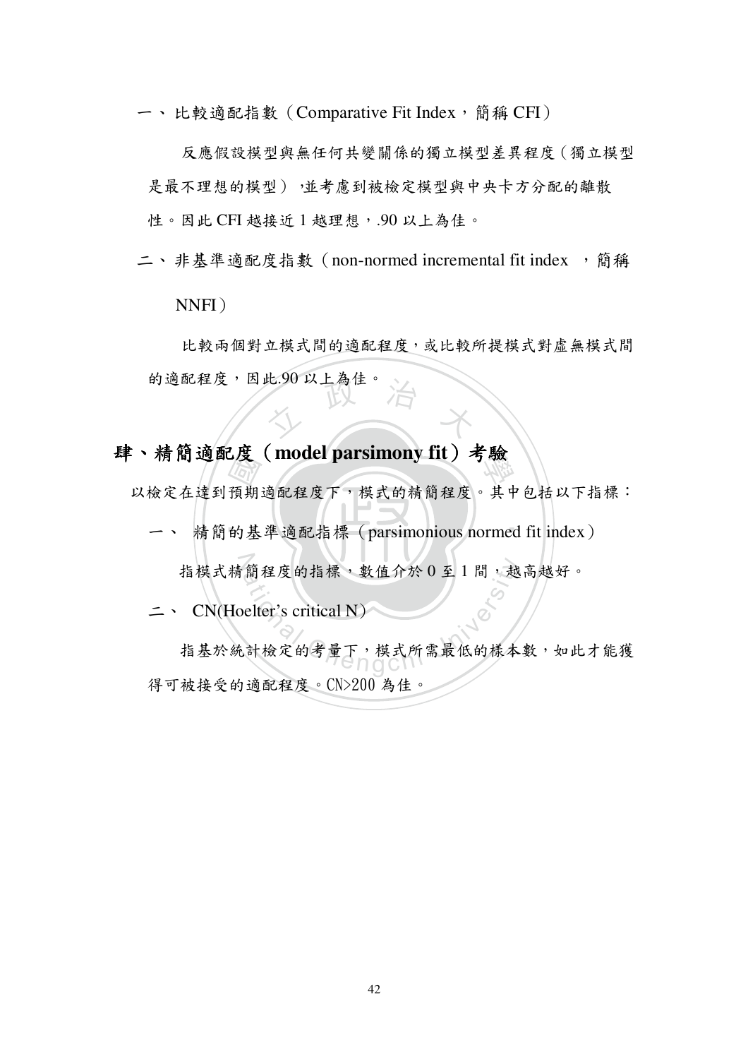一、 比較適配指數（Comparative Fit Index，簡稱 CFI）

反應假設模型與無任何共變關係的獨立模型差異程度（獨立模型是最不理想的模型），並考慮到被檢定模型與中央卡方分配的離散性。因此 CFI 越接近 1 越理想，.90 以上為佳。

二、 非基準適配度指數（non-normed incremental fit index ，簡稱 NNFI）

比較兩個對立模式間的適配程度，或比較所提模式對虛無模式間的適配程度，因此.90 以上為佳。

## 肆、精簡適配度（model parsimony fit）考驗

以檢定在達到預期適配程度下，模式的精簡程度。其中包括以下指標：

一、 精簡的基準適配指標（parsimonious normed fit index）

指模式精簡程度的指標，數值介於 0 至 1 間，越高越好。

二、 CN(Hoelter's critical N)

指基於統計檢定的考量下，模式所需最低的樣本數，如此才能獲得可被接受的適配程度。CN>200 為佳。